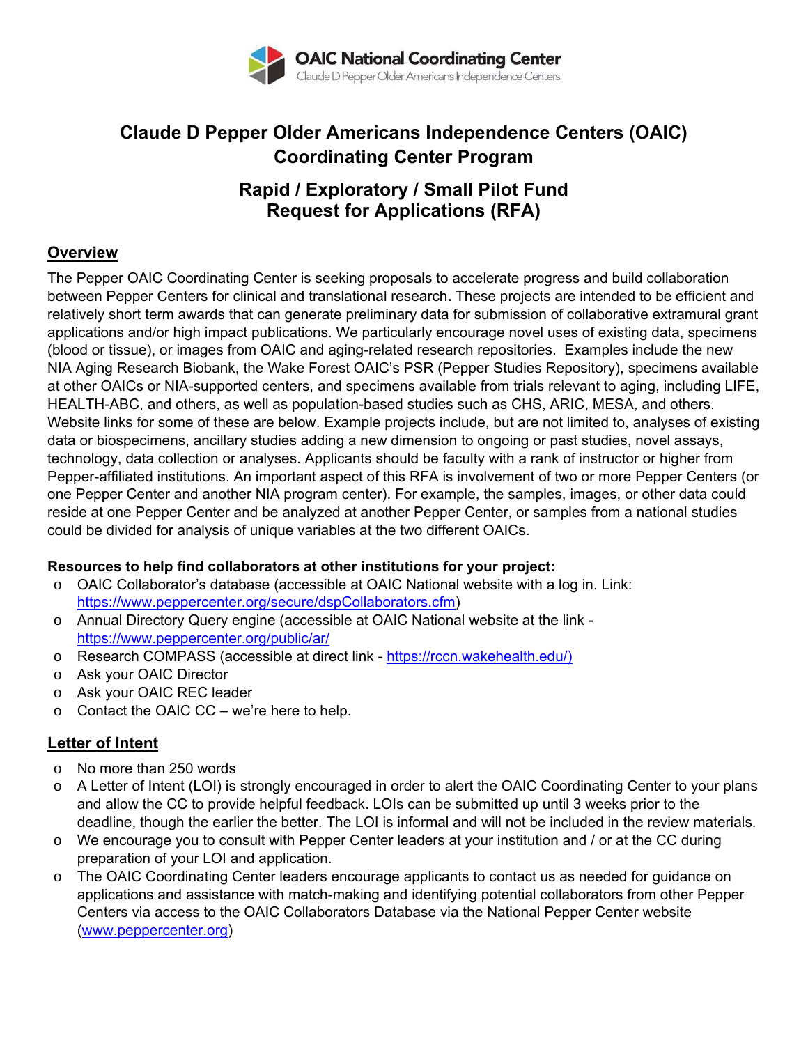OAIC National Coordinating Center
Claude D Pepper Older Americans Independence Centers

# Claude D Pepper Older Americans Independence Centers (OAIC) Coordinating Center Program

## Rapid / Exploratory / Small Pilot Fund Request for Applications (RFA)

### Overview

The Pepper OAIC Coordinating Center is seeking proposals to accelerate progress and build collaboration between Pepper Centers for clinical and translational research**.** These projects are intended to be efficient and relatively short term awards that can generate preliminary data for submission of collaborative extramural grant applications and/or high impact publications. We particularly encourage novel uses of existing data, specimens (blood or tissue), or images from OAIC and aging-related research repositories. Examples include the new NIA Aging Research Biobank, the Wake Forest OAIC's PSR (Pepper Studies Repository), specimens available at other OAICs or NIA-supported centers, and specimens available from trials relevant to aging, including LIFE, HEALTH-ABC, and others, as well as population-based studies such as CHS, ARIC, MESA, and others. Website links for some of these are below. Example projects include, but are not limited to, analyses of existing data or biospecimens, ancillary studies adding a new dimension to ongoing or past studies, novel assays, technology, data collection or analyses. Applicants should be faculty with a rank of instructor or higher from Pepper-affiliated institutions. An important aspect of this RFA is involvement of two or more Pepper Centers (or one Pepper Center and another NIA program center). For example, the samples, images, or other data could reside at one Pepper Center and be analyzed at another Pepper Center, or samples from a national studies could be divided for analysis of unique variables at the two different OAICs.

**Resources to help find collaborators at other institutions for your project:**

- OAIC Collaborator's database (accessible at OAIC National website with a log in. Link: https://www.peppercenter.org/secure/dspCollaborators.cfm)
- Annual Directory Query engine (accessible at OAIC National website at the link - https://www.peppercenter.org/public/ar/
- Research COMPASS (accessible at direct link - https://rccn.wakehealth.edu/)
- Ask your OAIC Director
- Ask your OAIC REC leader
- Contact the OAIC CC – we're here to help.

### Letter of Intent

- No more than 250 words
- A Letter of Intent (LOI) is strongly encouraged in order to alert the OAIC Coordinating Center to your plans and allow the CC to provide helpful feedback. LOIs can be submitted up until 3 weeks prior to the deadline, though the earlier the better. The LOI is informal and will not be included in the review materials.
- We encourage you to consult with Pepper Center leaders at your institution and / or at the CC during preparation of your LOI and application.
- The OAIC Coordinating Center leaders encourage applicants to contact us as needed for guidance on applications and assistance with match-making and identifying potential collaborators from other Pepper Centers via access to the OAIC Collaborators Database via the National Pepper Center website (www.peppercenter.org)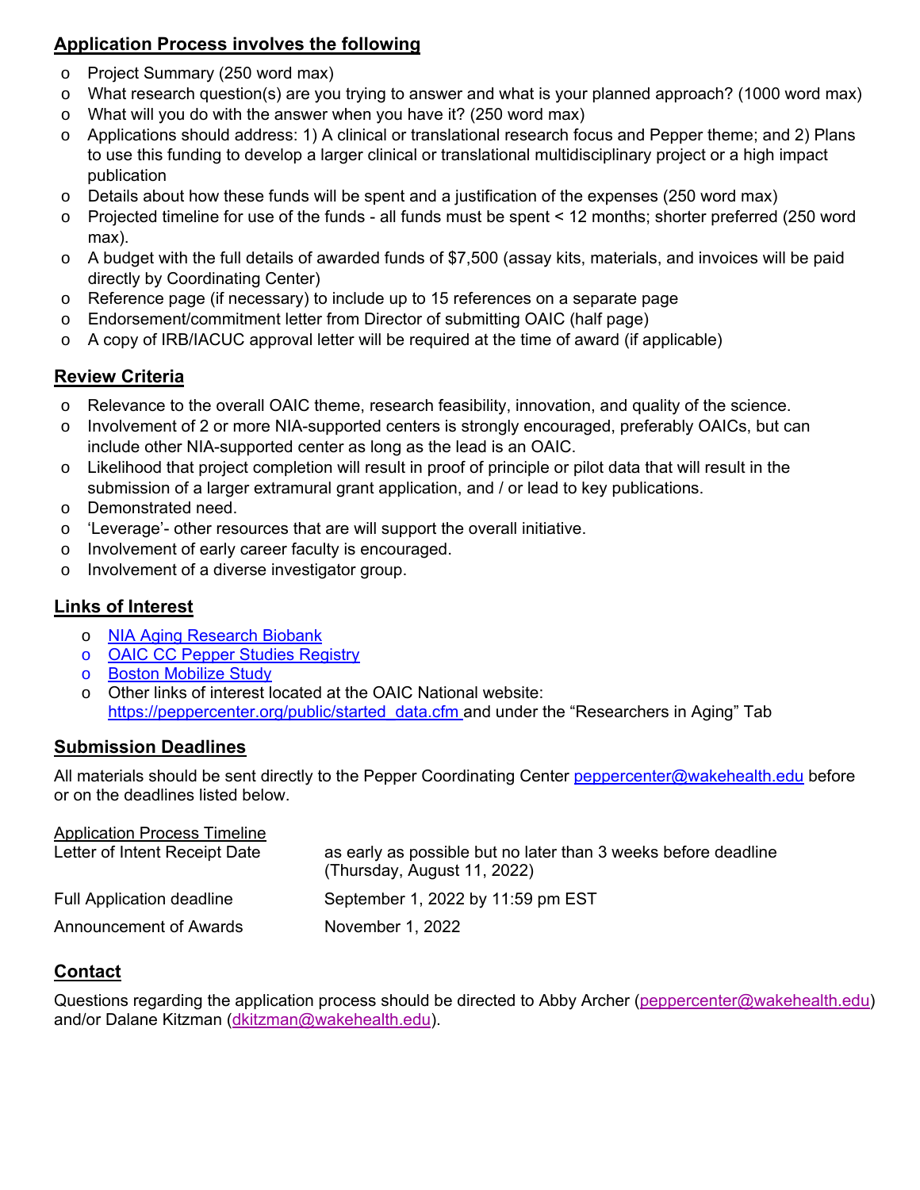## Application Process involves the following

- Project Summary (250 word max)
- What research question(s) are you trying to answer and what is your planned approach? (1000 word max)
- What will you do with the answer when you have it? (250 word max)
- Applications should address: 1) A clinical or translational research focus and Pepper theme; and 2) Plans to use this funding to develop a larger clinical or translational multidisciplinary project or a high impact publication
- Details about how these funds will be spent and a justification of the expenses (250 word max)
- Projected timeline for use of the funds - all funds must be spent < 12 months; shorter preferred (250 word max).
- A budget with the full details of awarded funds of $7,500 (assay kits, materials, and invoices will be paid directly by Coordinating Center)
- Reference page (if necessary) to include up to 15 references on a separate page
- Endorsement/commitment letter from Director of submitting OAIC (half page)
- A copy of IRB/IACUC approval letter will be required at the time of award (if applicable)

## Review Criteria

- Relevance to the overall OAIC theme, research feasibility, innovation, and quality of the science.
- Involvement of 2 or more NIA-supported centers is strongly encouraged, preferably OAICs, but can include other NIA-supported center as long as the lead is an OAIC.
- Likelihood that project completion will result in proof of principle or pilot data that will result in the submission of a larger extramural grant application, and / or lead to key publications.
- Demonstrated need.
- 'Leverage'- other resources that are will support the overall initiative.
- Involvement of early career faculty is encouraged.
- Involvement of a diverse investigator group.

## Links of Interest

- NIA Aging Research Biobank
- OAIC CC Pepper Studies Registry
- Boston Mobilize Study
- Other links of interest located at the OAIC National website: https://peppercenter.org/public/started_data.cfm and under the "Researchers in Aging" Tab

## Submission Deadlines

All materials should be sent directly to the Pepper Coordinating Center peppercenter@wakehealth.edu before or on the deadlines listed below.

| Application Process Timeline | |
|---|---|
| Letter of Intent Receipt Date | as early as possible but no later than 3 weeks before deadline (Thursday, August 11, 2022) |
| Full Application deadline | September 1, 2022 by 11:59 pm EST |
| Announcement of Awards | November 1, 2022 |

## Contact

Questions regarding the application process should be directed to Abby Archer (peppercenter@wakehealth.edu) and/or Dalane Kitzman (dkitzman@wakehealth.edu).